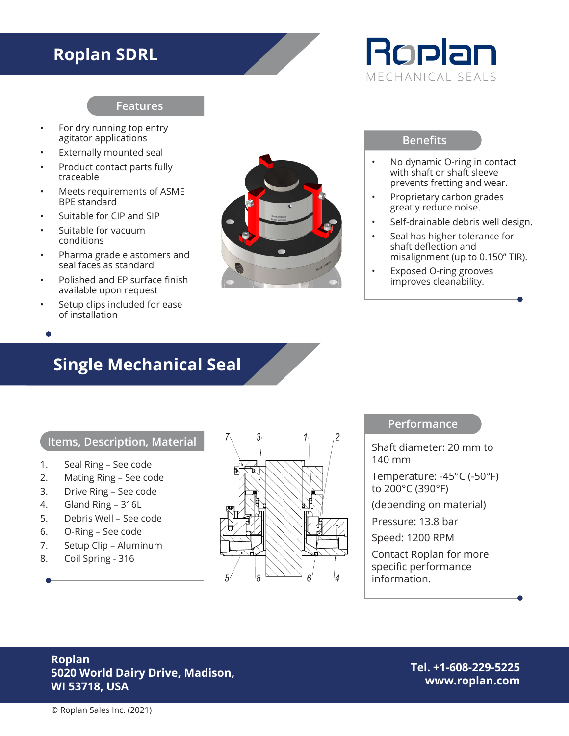# Roplan SDRL

Roplan
MECHANICAL SEALS

## Features

- For dry running top entry agitator applications
- Externally mounted seal
- Product contact parts fully traceable
- Meets requirements of ASME BPE standard
- Suitable for CIP and SIP
- Suitable for vacuum conditions
- Pharma grade elastomers and seal faces as standard
- Polished and EP surface finish available upon request
- Setup clips included for ease of installation

## Benefits

- No dynamic O-ring in contact with shaft or shaft sleeve prevents fretting and wear.
- Proprietary carbon grades greatly reduce noise.
- Self-drainable debris well design.
- Seal has higher tolerance for shaft deflection and misalignment (up to 0.150" TIR).
- Exposed O-ring grooves improves cleanability.

# Single Mechanical Seal

## Items, Description, Material

1. Seal Ring – See code
2. Mating Ring – See code
3. Drive Ring – See code
4. Gland Ring – 316L
5. Debris Well – See code
6. O-Ring – See code
7. Setup Clip – Aluminum
8. Coil Spring - 316

## Performance

Shaft diameter: 20 mm to 140 mm

Temperature: -45°C (-50°F) to 200°C (390°F)

(depending on material)

Pressure: 13.8 bar

Speed: 1200 RPM

Contact Roplan for more specific performance information.

**Roplan**
**5020 World Dairy Drive, Madison, WI 53718, USA**

**Tel. +1-608-229-5225**
**www.roplan.com**

© Roplan Sales Inc. (2021)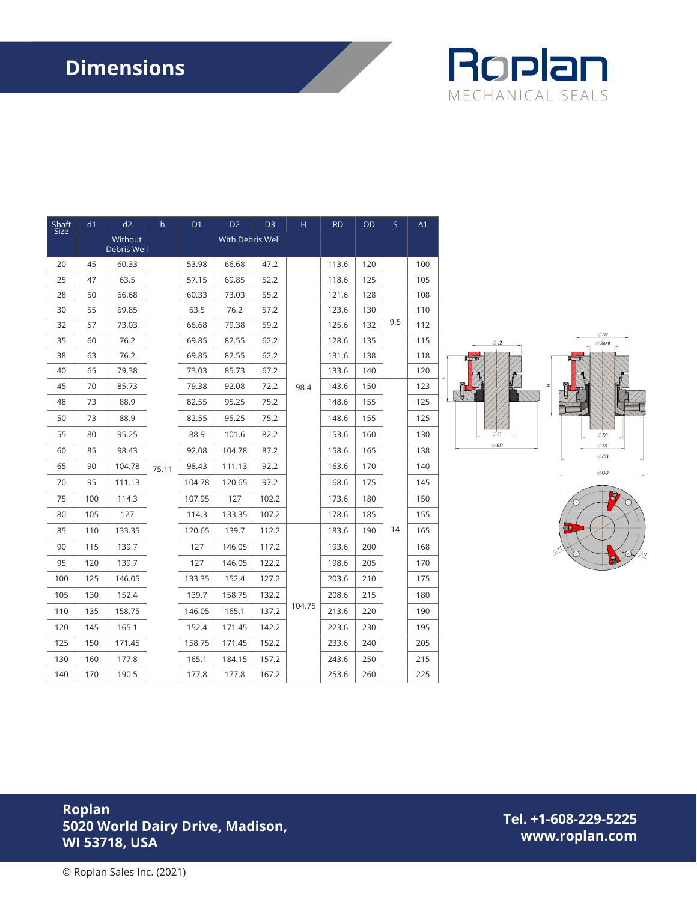# Dimensions

| Shaft Size | d1 | d2 | h | D1 | D2 | D3 | H | RD | OD | S | A1 |
|---|---|---|---|---|---|---|---|---|---|---|---|
| | Without Debris Well | | | With Debris Well | | | | | | | |
| 20 | 45 | 60.33 | 75.11 | 53.98 | 66.68 | 47.2 | 98.4 | 113.6 | 120 | 9.5 | 100 |
| 25 | 47 | 63.5 | 75.11 | 57.15 | 69.85 | 52.2 | 98.4 | 118.6 | 125 | 9.5 | 105 |
| 28 | 50 | 66.68 | 75.11 | 60.33 | 73.03 | 55.2 | 98.4 | 121.6 | 128 | 9.5 | 108 |
| 30 | 55 | 69.85 | 75.11 | 63.5 | 76.2 | 57.2 | 98.4 | 123.6 | 130 | 9.5 | 110 |
| 32 | 57 | 73.03 | 75.11 | 66.68 | 79.38 | 59.2 | 98.4 | 125.6 | 132 | 9.5 | 112 |
| 35 | 60 | 76.2 | 75.11 | 69.85 | 82.55 | 62.2 | 98.4 | 128.6 | 135 | 9.5 | 115 |
| 38 | 63 | 76.2 | 75.11 | 69.85 | 82.55 | 62.2 | 98.4 | 131.6 | 138 | 9.5 | 118 |
| 40 | 65 | 79.38 | 75.11 | 73.03 | 85.73 | 67.2 | 98.4 | 133.6 | 140 | 9.5 | 120 |
| 45 | 70 | 85.73 | 75.11 | 79.38 | 92.08 | 72.2 | 98.4 | 143.6 | 150 | 14 | 123 |
| 48 | 73 | 88.9 | 75.11 | 82.55 | 95.25 | 75.2 | 98.4 | 148.6 | 155 | 14 | 125 |
| 50 | 73 | 88.9 | 75.11 | 82.55 | 95.25 | 75.2 | 98.4 | 148.6 | 155 | 14 | 125 |
| 55 | 80 | 95.25 | 75.11 | 88.9 | 101.6 | 82.2 | 98.4 | 153.6 | 160 | 14 | 130 |
| 60 | 85 | 98.43 | 75.11 | 92.08 | 104.78 | 87.2 | 98.4 | 158.6 | 165 | 14 | 138 |
| 65 | 90 | 104.78 | 75.11 | 98.43 | 111.13 | 92.2 | 98.4 | 163.6 | 170 | 14 | 140 |
| 70 | 95 | 111.13 | 75.11 | 104.78 | 120.65 | 97.2 | 98.4 | 168.6 | 175 | 14 | 145 |
| 75 | 100 | 114.3 | 75.11 | 107.95 | 127 | 102.2 | 98.4 | 173.6 | 180 | 14 | 150 |
| 80 | 105 | 127 | 75.11 | 114.3 | 133.35 | 107.2 | 98.4 | 178.6 | 185 | 14 | 155 |
| 85 | 110 | 133.35 | 75.11 | 120.65 | 139.7 | 112.2 | 104.75 | 183.6 | 190 | 14 | 165 |
| 90 | 115 | 139.7 | 75.11 | 127 | 146.05 | 117.2 | 104.75 | 193.6 | 200 | 14 | 168 |
| 95 | 120 | 139.7 | 75.11 | 127 | 146.05 | 122.2 | 104.75 | 198.6 | 205 | 14 | 170 |
| 100 | 125 | 146.05 | 75.11 | 133.35 | 152.4 | 127.2 | 104.75 | 203.6 | 210 | 14 | 175 |
| 105 | 130 | 152.4 | 75.11 | 139.7 | 158.75 | 132.2 | 104.75 | 208.6 | 215 | 14 | 180 |
| 110 | 135 | 158.75 | 75.11 | 146.05 | 165.1 | 137.2 | 104.75 | 213.6 | 220 | 14 | 190 |
| 120 | 145 | 165.1 | 75.11 | 152.4 | 171.45 | 142.2 | 104.75 | 223.6 | 230 | 14 | 195 |
| 125 | 150 | 171.45 | 75.11 | 158.75 | 171.45 | 152.2 | 104.75 | 233.6 | 240 | 14 | 205 |
| 130 | 160 | 177.8 | 75.11 | 165.1 | 184.15 | 157.2 | 104.75 | 243.6 | 250 | 14 | 215 |
| 140 | 170 | 190.5 | 75.11 | 177.8 | 177.8 | 167.2 | 104.75 | 253.6 | 260 | 14 | 225 |

**Roplan**
**5020 World Dairy Drive, Madison, WI 53718, USA**

**Tel. +1-608-229-5225**
**www.roplan.com**

© Roplan Sales Inc. (2021)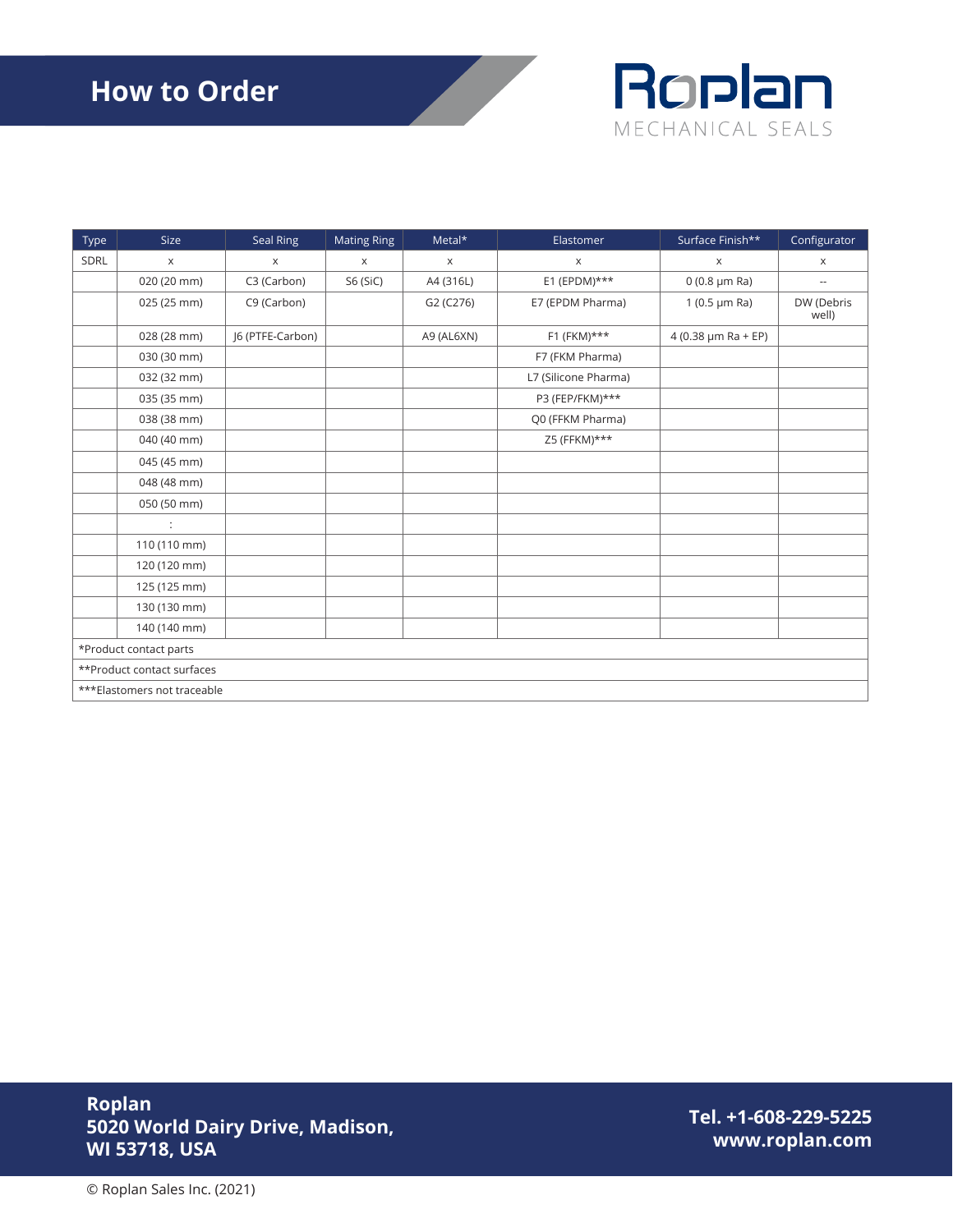# How to Order

Roplan
MECHANICAL SEALS

| Type | Size | Seal Ring | Mating Ring | Metal* | Elastomer | Surface Finish** | Configurator |
|---|---|---|---|---|---|---|---|
| SDRL | x | x | x | x | x | x | x |
| | 020 (20 mm) | C3 (Carbon) | S6 (SiC) | A4 (316L) | E1 (EPDM)*** | 0 (0.8 µm Ra) | -- |
| | 025 (25 mm) | C9 (Carbon) | | G2 (C276) | E7 (EPDM Pharma) | 1 (0.5 µm Ra) | DW (Debris well) |
| | 028 (28 mm) | J6 (PTFE-Carbon) | | A9 (AL6XN) | F1 (FKM)*** | 4 (0.38 µm Ra + EP) | |
| | 030 (30 mm) | | | | F7 (FKM Pharma) | | |
| | 032 (32 mm) | | | | L7 (Silicone Pharma) | | |
| | 035 (35 mm) | | | | P3 (FEP/FKM)*** | | |
| | 038 (38 mm) | | | | Q0 (FFKM Pharma) | | |
| | 040 (40 mm) | | | | Z5 (FFKM)*** | | |
| | 045 (45 mm) | | | | | | |
| | 048 (48 mm) | | | | | | |
| | 050 (50 mm) | | | | | | |
| | : | | | | | | |
| | 110 (110 mm) | | | | | | |
| | 120 (120 mm) | | | | | | |
| | 125 (125 mm) | | | | | | |
| | 130 (130 mm) | | | | | | |
| | 140 (140 mm) | | | | | | |

*Product contact parts

**Product contact surfaces

***Elastomers not traceable

**Roplan**
**5020 World Dairy Drive, Madison, WI 53718, USA**

**Tel. +1-608-229-5225**
**www.roplan.com**

© Roplan Sales Inc. (2021)